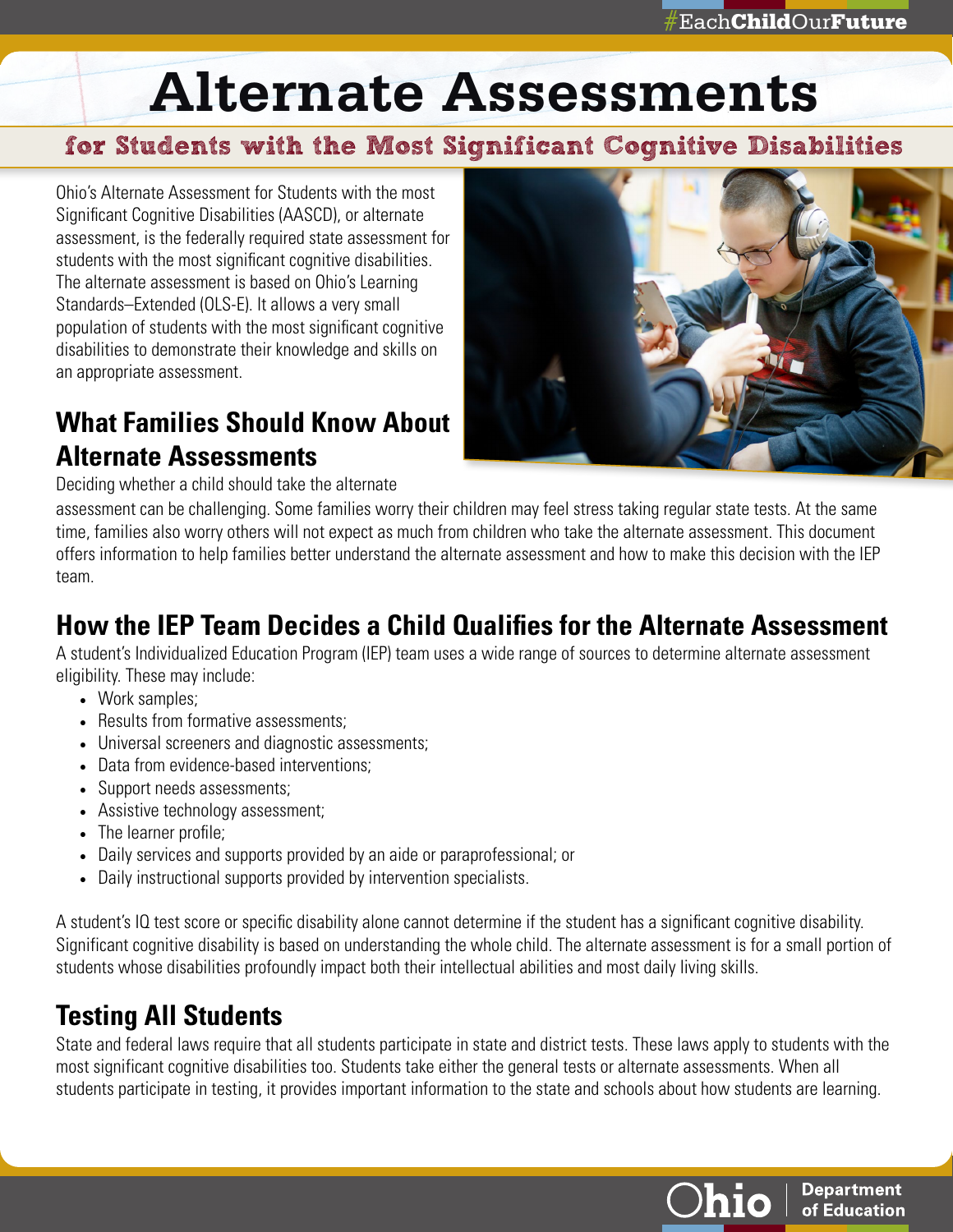# Alternate Assessments

## for Students with the Most Significant Cognitive Disabilities

Ohio's Alternate Assessment for Students with the most Significant Cognitive Disabilities (AASCD), or alternate assessment, is the federally required state assessment for students with the most significant cognitive disabilities. The alternate assessment is based on Ohio's Learning Standards–Extended (OLS-E). It allows a very small population of students with the most significant cognitive disabilities to demonstrate their knowledge and skills on an appropriate assessment.

## What Families Should Know About Alternate Assessments

Deciding whether a child should take the alternate assessment can be challenging. Some families worry their children may feel stress taking regular state tests. At the same time, families also worry others will not expect as much from children who take the alternate assessment. This document offers information to help families better understand the alternate assessment and how to make this decision with the IEP team.

## How the IEP Team Decides a Child Qualifies for the Alternate Assessment

A student's Individualized Education Program (IEP) team uses a wide range of sources to determine alternate assessment eligibility. These may include:

- Work samples;
- Results from formative assessments;
- Universal screeners and diagnostic assessments;
- Data from evidence-based interventions;
- Support needs assessments;
- Assistive technology assessment;
- The learner profile;
- Daily services and supports provided by an aide or paraprofessional; or
- Daily instructional supports provided by intervention specialists.

A student's IQ test score or specific disability alone cannot determine if the student has a significant cognitive disability. Significant cognitive disability is based on understanding the whole child. The alternate assessment is for a small portion of students whose disabilities profoundly impact both their intellectual abilities and most daily living skills.

## Testing All Students

State and federal laws require that all students participate in state and district tests. These laws apply to students with the most significant cognitive disabilities too. Students take either the general tests or alternate assessments. When all students participate in testing, it provides important information to the state and schools about how students are learning.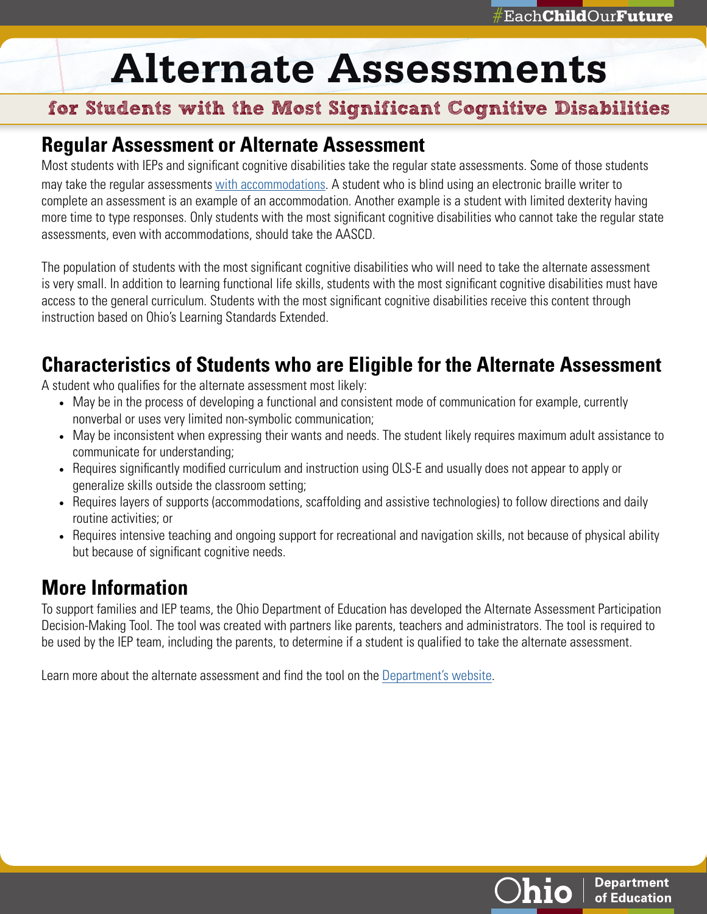# Alternate Assessments

## for Students with the Most Significant Cognitive Disabilities

## Regular Assessment or Alternate Assessment

Most students with IEPs and significant cognitive disabilities take the regular state assessments. Some of those students may take the regular assessments with accommodations. A student who is blind using an electronic braille writer to complete an assessment is an example of an accommodation. Another example is a student with limited dexterity having more time to type responses. Only students with the most significant cognitive disabilities who cannot take the regular state assessments, even with accommodations, should take the AASCD.

The population of students with the most significant cognitive disabilities who will need to take the alternate assessment is very small. In addition to learning functional life skills, students with the most significant cognitive disabilities must have access to the general curriculum. Students with the most significant cognitive disabilities receive this content through instruction based on Ohio's Learning Standards Extended.

## Characteristics of Students who are Eligible for the Alternate Assessment

A student who qualifies for the alternate assessment most likely:

- May be in the process of developing a functional and consistent mode of communication for example, currently nonverbal or uses very limited non-symbolic communication;
- May be inconsistent when expressing their wants and needs. The student likely requires maximum adult assistance to communicate for understanding;
- Requires significantly modified curriculum and instruction using OLS-E and usually does not appear to apply or generalize skills outside the classroom setting;
- Requires layers of supports (accommodations, scaffolding and assistive technologies) to follow directions and daily routine activities; or
- Requires intensive teaching and ongoing support for recreational and navigation skills, not because of physical ability but because of significant cognitive needs.

## More Information

To support families and IEP teams, the Ohio Department of Education has developed the Alternate Assessment Participation Decision-Making Tool. The tool was created with partners like parents, teachers and administrators. The tool is required to be used by the IEP team, including the parents, to determine if a student is qualified to take the alternate assessment.

Learn more about the alternate assessment and find the tool on the Department's website.